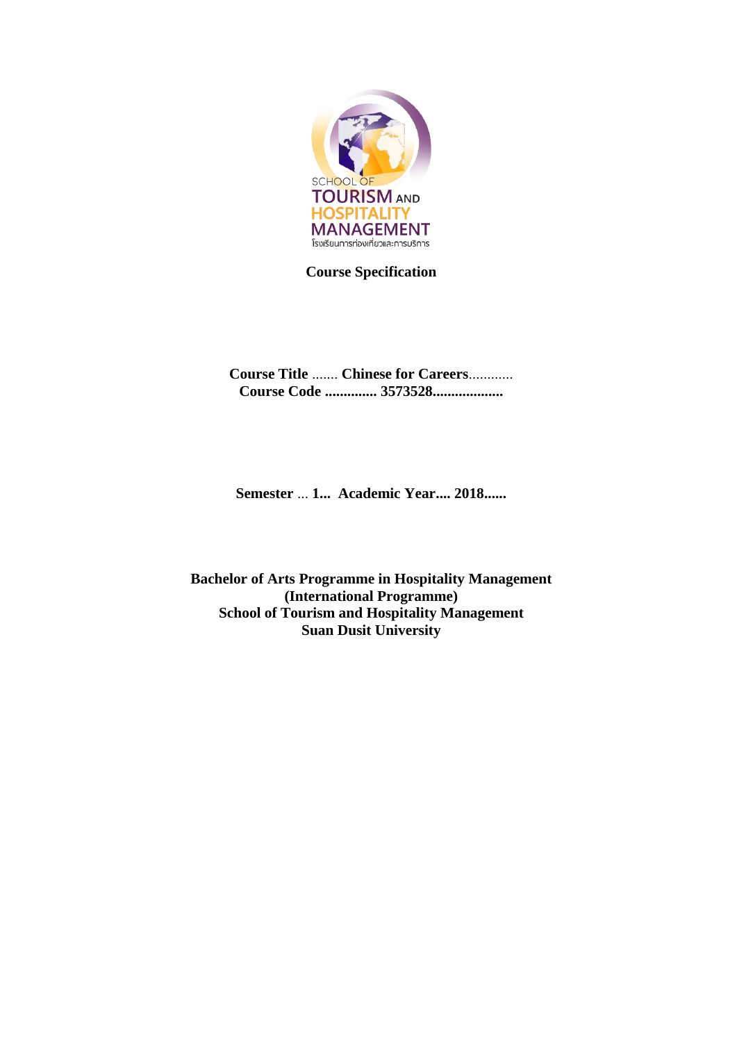SCHOOL OF TOURISM AND HOSPITALITY MANAGEMENT
โรงเรียนการท่องเที่ยวและการบริการ

# Course Specification

**Course Title** ....... **Chinese for Careers**............
**Course Code .............. 3573528...................**

**Semester** ... **1... Academic Year.... 2018......**

**Bachelor of Arts Programme in Hospitality Management**
**(International Programme)**
**School of Tourism and Hospitality Management**
**Suan Dusit University**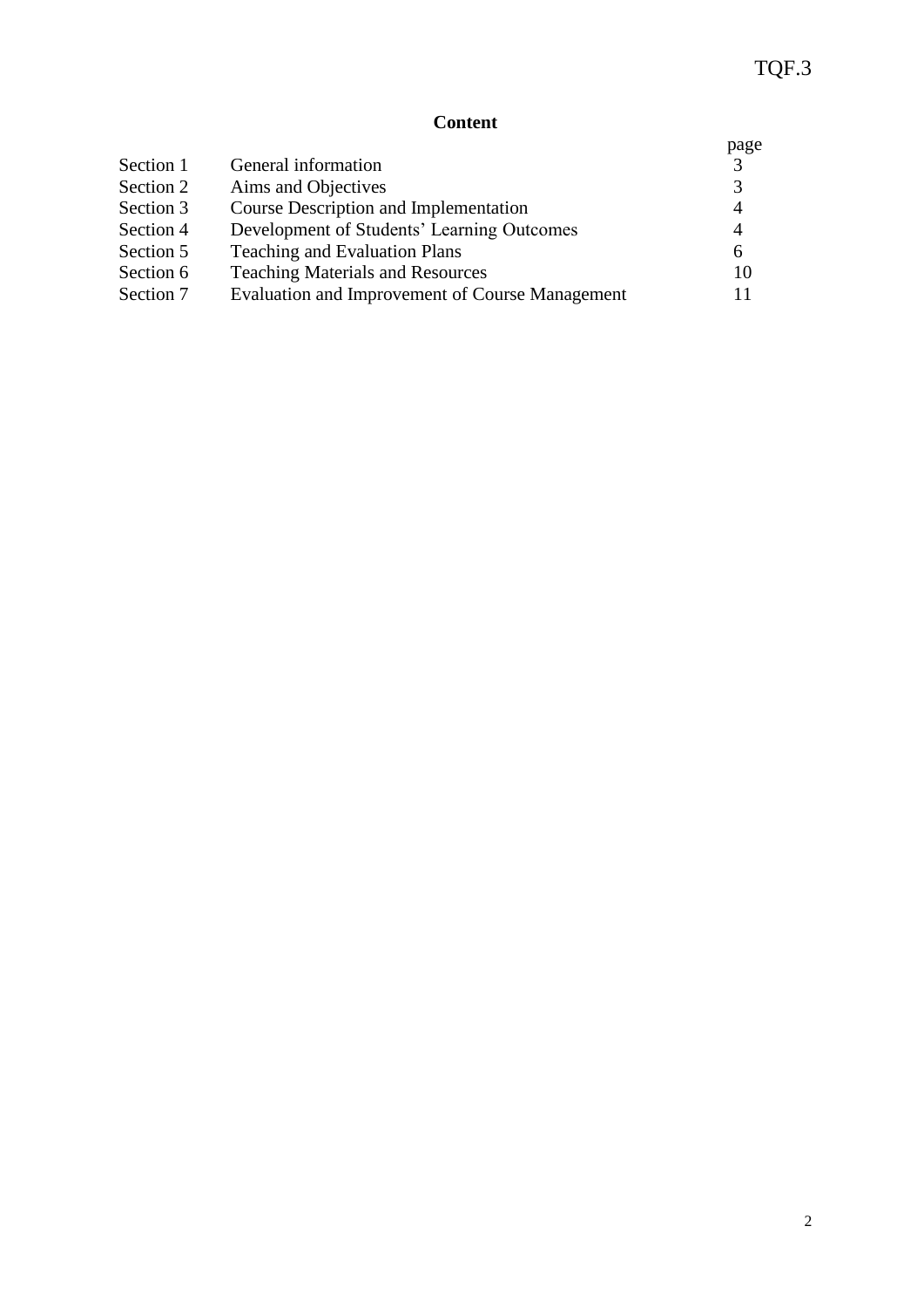## Content

| | | page |
|---|---|---|
| Section 1 | General information | 3 |
| Section 2 | Aims and Objectives | 3 |
| Section 3 | Course Description and Implementation | 4 |
| Section 4 | Development of Students' Learning Outcomes | 4 |
| Section 5 | Teaching and Evaluation Plans | 6 |
| Section 6 | Teaching Materials and Resources | 10 |
| Section 7 | Evaluation and Improvement of Course Management | 11 |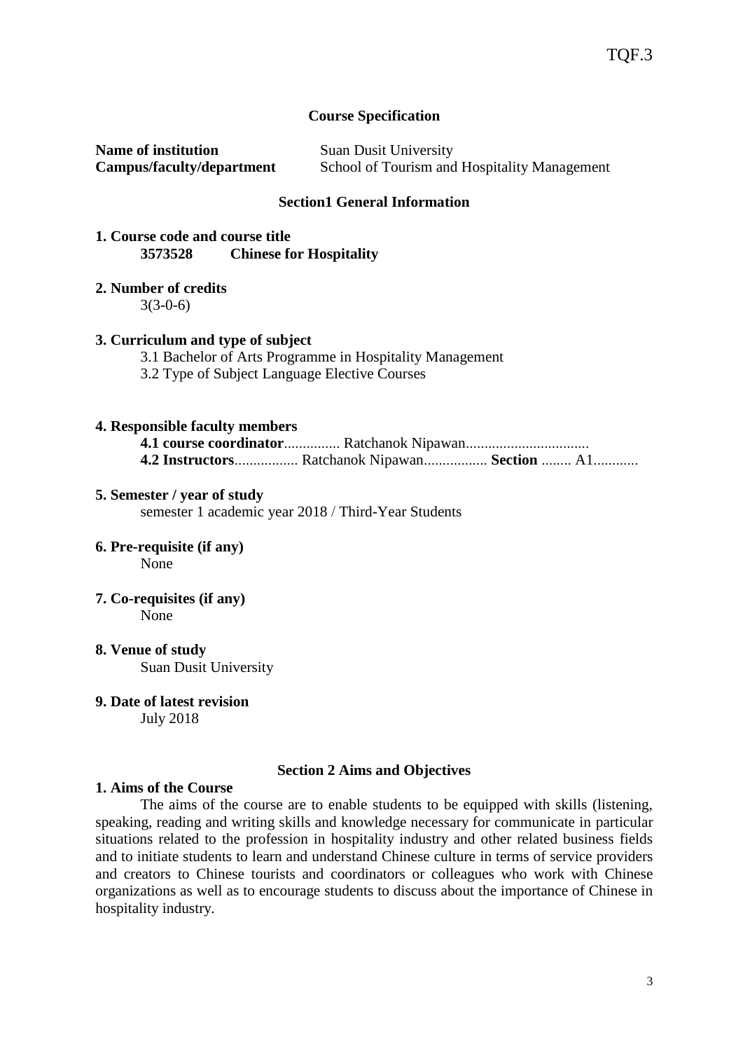## Course Specification

**Name of institution** Suan Dusit University
**Campus/faculty/department** School of Tourism and Hospitality Management

### Section1 General Information

**1. Course code and course title**
**3573528 Chinese for Hospitality**

**2. Number of credits**
3(3-0-6)

**3. Curriculum and type of subject**
3.1 Bachelor of Arts Programme in Hospitality Management
3.2 Type of Subject Language Elective Courses

**4. Responsible faculty members**
**4.1 course coordinator**............... Ratchanok Nipawan.................................
**4.2 Instructors**................. Ratchanok Nipawan................. **Section** ........ A1............

**5. Semester / year of study**
semester 1 academic year 2018 / Third-Year Students

**6. Pre-requisite (if any)**
None

**7. Co-requisites (if any)**
None

**8. Venue of study**
Suan Dusit University

**9. Date of latest revision**
July 2018

### Section 2 Aims and Objectives

**1. Aims of the Course**

The aims of the course are to enable students to be equipped with skills (listening, speaking, reading and writing skills and knowledge necessary for communicate in particular situations related to the profession in hospitality industry and other related business fields and to initiate students to learn and understand Chinese culture in terms of service providers and creators to Chinese tourists and coordinators or colleagues who work with Chinese organizations as well as to encourage students to discuss about the importance of Chinese in hospitality industry.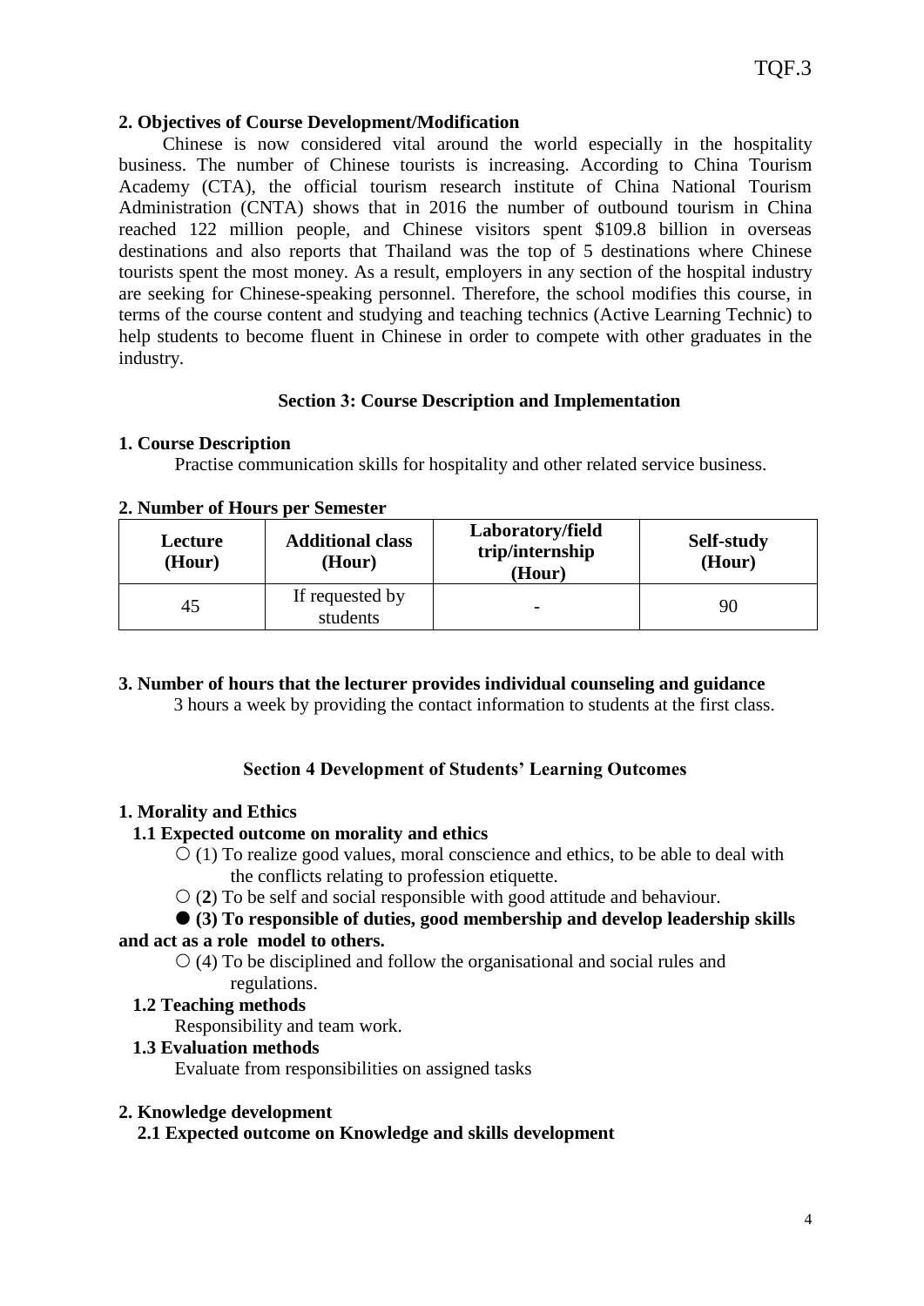## 2. Objectives of Course Development/Modification

Chinese is now considered vital around the world especially in the hospitality business. The number of Chinese tourists is increasing. According to China Tourism Academy (CTA), the official tourism research institute of China National Tourism Administration (CNTA) shows that in 2016 the number of outbound tourism in China reached 122 million people, and Chinese visitors spent $109.8 billion in overseas destinations and also reports that Thailand was the top of 5 destinations where Chinese tourists spent the most money. As a result, employers in any section of the hospital industry are seeking for Chinese-speaking personnel. Therefore, the school modifies this course, in terms of the course content and studying and teaching technics (Active Learning Technic) to help students to become fluent in Chinese in order to compete with other graduates in the industry.

# Section 3: Course Description and Implementation

## 1. Course Description

Practise communication skills for hospitality and other related service business.

## 2. Number of Hours per Semester

| Lecture (Hour) | Additional class (Hour) | Laboratory/field trip/internship (Hour) | Self-study (Hour) |
|---|---|---|---|
| 45 | If requested by students | - | 90 |

## 3. Number of hours that the lecturer provides individual counseling and guidance

3 hours a week by providing the contact information to students at the first class.

# Section 4 Development of Students' Learning Outcomes

## 1. Morality and Ethics

### 1.1 Expected outcome on morality and ethics

○ (1) To realize good values, moral conscience and ethics, to be able to deal with the conflicts relating to profession etiquette.

○ (**2**) To be self and social responsible with good attitude and behaviour.

● **(3) To responsible of duties, good membership and develop leadership skills and act as a role model to others.**

○ (4) To be disciplined and follow the organisational and social rules and regulations.

### 1.2 Teaching methods

Responsibility and team work.

### 1.3 Evaluation methods

Evaluate from responsibilities on assigned tasks

## 2. Knowledge development

### 2.1 Expected outcome on Knowledge and skills development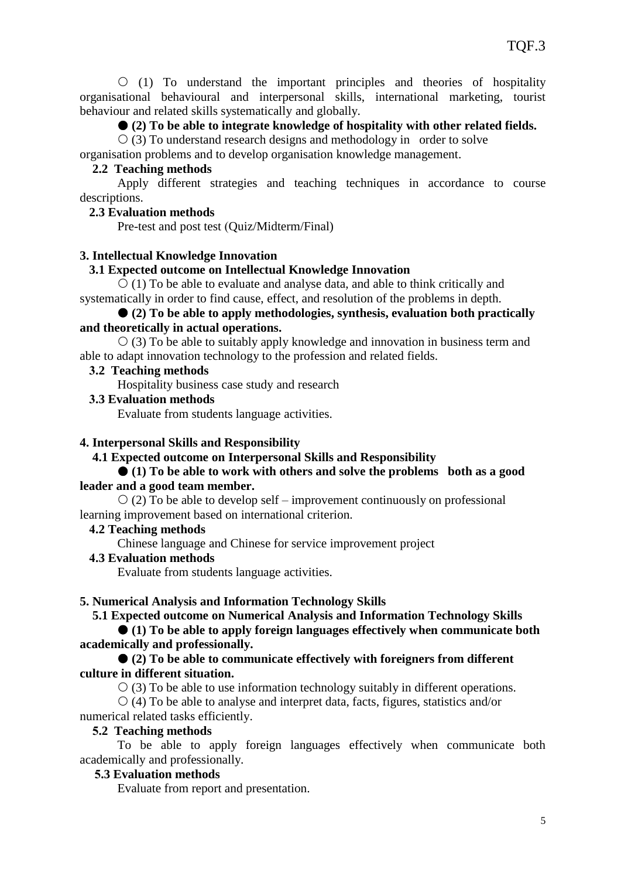○ (1) To understand the important principles and theories of hospitality organisational behavioural and interpersonal skills, international marketing, tourist behaviour and related skills systematically and globally.

● **(2) To be able to integrate knowledge of hospitality with other related fields.**

○ (3) To understand research designs and methodology in order to solve organisation problems and to develop organisation knowledge management.

**2.2 Teaching methods**

Apply different strategies and teaching techniques in accordance to course descriptions.

**2.3 Evaluation methods**

Pre-test and post test (Quiz/Midterm/Final)

**3. Intellectual Knowledge Innovation**

**3.1 Expected outcome on Intellectual Knowledge Innovation**

○ (1) To be able to evaluate and analyse data, and able to think critically and systematically in order to find cause, effect, and resolution of the problems in depth.

● **(2) To be able to apply methodologies, synthesis, evaluation both practically and theoretically in actual operations.**

○ (3) To be able to suitably apply knowledge and innovation in business term and able to adapt innovation technology to the profession and related fields.

**3.2 Teaching methods**

Hospitality business case study and research

**3.3 Evaluation methods**

Evaluate from students language activities.

**4. Interpersonal Skills and Responsibility**

**4.1 Expected outcome on Interpersonal Skills and Responsibility**

● **(1) To be able to work with others and solve the problems both as a good leader and a good team member.**

○ (2) To be able to develop self – improvement continuously on professional learning improvement based on international criterion.

**4.2 Teaching methods**

Chinese language and Chinese for service improvement project

**4.3 Evaluation methods**

Evaluate from students language activities.

**5. Numerical Analysis and Information Technology Skills**

**5.1 Expected outcome on Numerical Analysis and Information Technology Skills**

● **(1) To be able to apply foreign languages effectively when communicate both academically and professionally.**

● **(2) To be able to communicate effectively with foreigners from different culture in different situation.**

○ (3) To be able to use information technology suitably in different operations.

○ (4) To be able to analyse and interpret data, facts, figures, statistics and/or numerical related tasks efficiently.

**5.2 Teaching methods**

To be able to apply foreign languages effectively when communicate both academically and professionally.

**5.3 Evaluation methods**

Evaluate from report and presentation.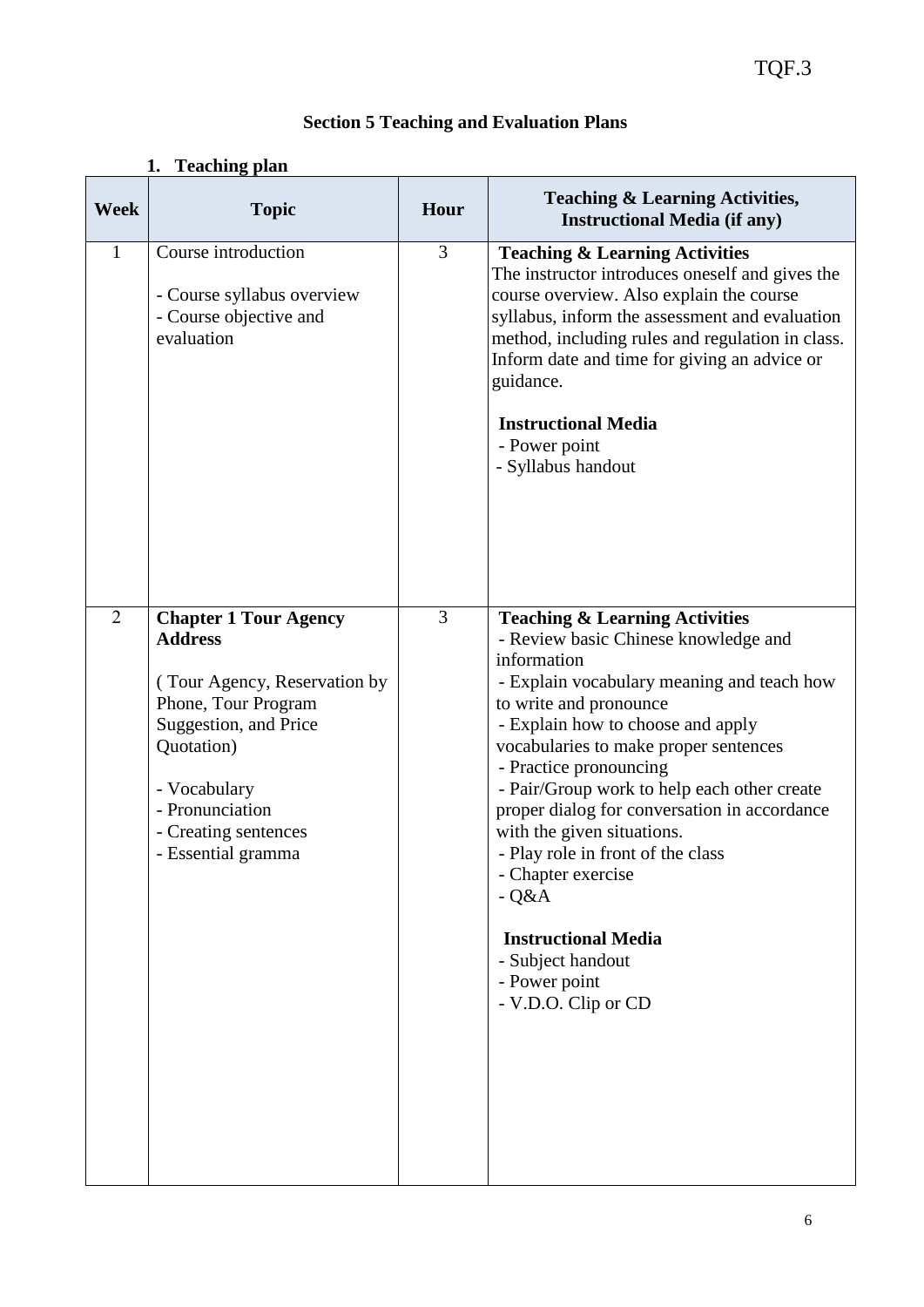TQF.3

## Section 5 Teaching and Evaluation Plans

### 1. Teaching plan

| Week | Topic | Hour | Teaching & Learning Activities, Instructional Media (if any) |
|---|---|---|---|
| 1 | Course introduction<br><br>- Course syllabus overview<br>- Course objective and evaluation | 3 | **Teaching & Learning Activities**<br>The instructor introduces oneself and gives the course overview. Also explain the course syllabus, inform the assessment and evaluation method, including rules and regulation in class. Inform date and time for giving an advice or guidance.<br><br>**Instructional Media**<br>- Power point<br>- Syllabus handout |
| 2 | **Chapter 1 Tour Agency Address**<br><br>( Tour Agency, Reservation by Phone, Tour Program Suggestion, and Price Quotation)<br><br>- Vocabulary<br>- Pronunciation<br>- Creating sentences<br>- Essential gramma | 3 | **Teaching & Learning Activities**<br>- Review basic Chinese knowledge and information<br>- Explain vocabulary meaning and teach how to write and pronounce<br>- Explain how to choose and apply vocabularies to make proper sentences<br>- Practice pronouncing<br>- Pair/Group work to help each other create proper dialog for conversation in accordance with the given situations.<br>- Play role in front of the class<br>- Chapter exercise<br>- Q&A<br><br>**Instructional Media**<br>- Subject handout<br>- Power point<br>- V.D.O. Clip or CD |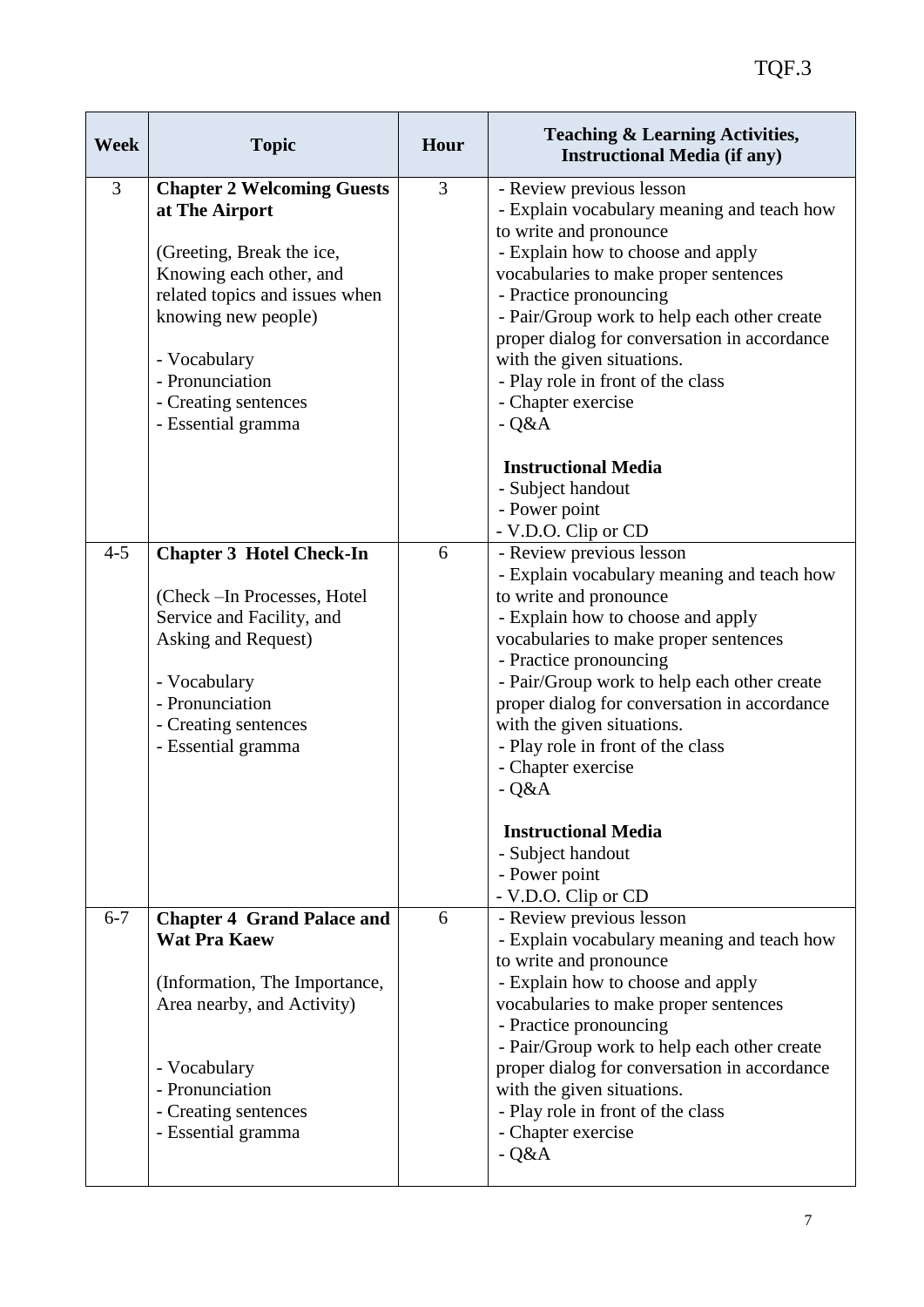| Week | Topic | Hour | Teaching & Learning Activities, Instructional Media (if any) |
|---|---|---|---|
| 3 | **Chapter 2 Welcoming Guests at The Airport**<br><br>(Greeting, Break the ice, Knowing each other, and related topics and issues when knowing new people)<br><br>- Vocabulary<br>- Pronunciation<br>- Creating sentences<br>- Essential gramma | 3 | - Review previous lesson<br>- Explain vocabulary meaning and teach how to write and pronounce<br>- Explain how to choose and apply vocabularies to make proper sentences<br>- Practice pronouncing<br>- Pair/Group work to help each other create proper dialog for conversation in accordance with the given situations.<br>- Play role in front of the class<br>- Chapter exercise<br>- Q&A<br><br>**Instructional Media**<br>- Subject handout<br>- Power point<br>- V.D.O. Clip or CD |
| 4-5 | **Chapter 3 Hotel Check-In**<br><br>(Check –In Processes, Hotel Service and Facility, and Asking and Request)<br><br>- Vocabulary<br>- Pronunciation<br>- Creating sentences<br>- Essential gramma | 6 | - Review previous lesson<br>- Explain vocabulary meaning and teach how to write and pronounce<br>- Explain how to choose and apply vocabularies to make proper sentences<br>- Practice pronouncing<br>- Pair/Group work to help each other create proper dialog for conversation in accordance with the given situations.<br>- Play role in front of the class<br>- Chapter exercise<br>- Q&A<br><br>**Instructional Media**<br>- Subject handout<br>- Power point<br>- V.D.O. Clip or CD |
| 6-7 | **Chapter 4 Grand Palace and Wat Pra Kaew**<br><br>(Information, The Importance, Area nearby, and Activity)<br><br>- Vocabulary<br>- Pronunciation<br>- Creating sentences<br>- Essential gramma | 6 | - Review previous lesson<br>- Explain vocabulary meaning and teach how to write and pronounce<br>- Explain how to choose and apply vocabularies to make proper sentences<br>- Practice pronouncing<br>- Pair/Group work to help each other create proper dialog for conversation in accordance with the given situations.<br>- Play role in front of the class<br>- Chapter exercise<br>- Q&A |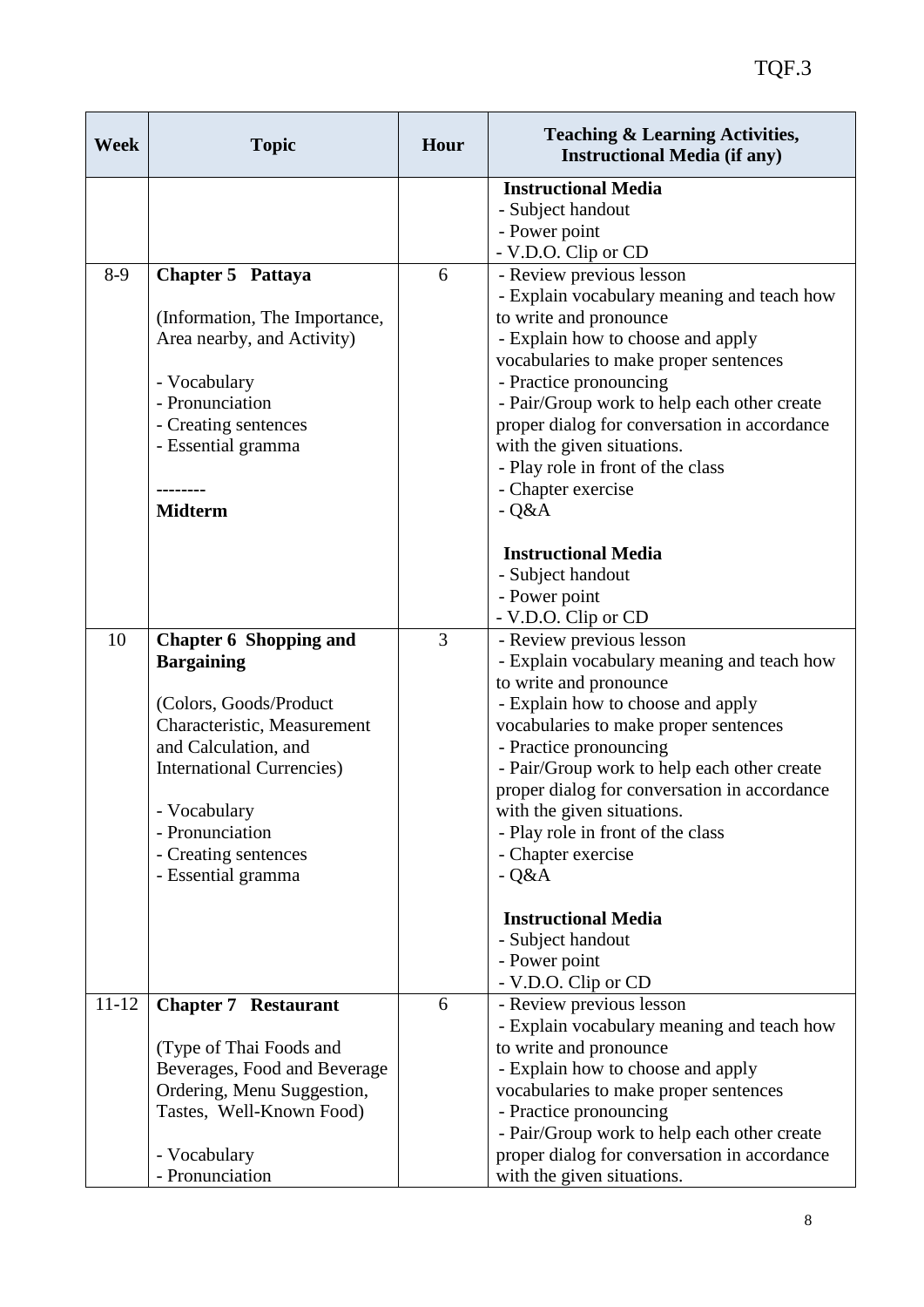| Week | Topic | Hour | Teaching & Learning Activities, Instructional Media (if any) |
|---|---|---|---|
| | | | **Instructional Media**<br>- Subject handout<br>- Power point<br>- V.D.O. Clip or CD |
| 8-9 | **Chapter 5 Pattaya**<br><br>(Information, The Importance, Area nearby, and Activity)<br><br>- Vocabulary<br>- Pronunciation<br>- Creating sentences<br>- Essential gramma<br><br>--------<br>**Midterm** | 6 | - Review previous lesson<br>- Explain vocabulary meaning and teach how to write and pronounce<br>- Explain how to choose and apply vocabularies to make proper sentences<br>- Practice pronouncing<br>- Pair/Group work to help each other create proper dialog for conversation in accordance with the given situations.<br>- Play role in front of the class<br>- Chapter exercise<br>- Q&A<br><br>**Instructional Media**<br>- Subject handout<br>- Power point<br>- V.D.O. Clip or CD |
| 10 | **Chapter 6 Shopping and Bargaining**<br><br>(Colors, Goods/Product Characteristic, Measurement and Calculation, and International Currencies)<br><br>- Vocabulary<br>- Pronunciation<br>- Creating sentences<br>- Essential gramma | 3 | - Review previous lesson<br>- Explain vocabulary meaning and teach how to write and pronounce<br>- Explain how to choose and apply vocabularies to make proper sentences<br>- Practice pronouncing<br>- Pair/Group work to help each other create proper dialog for conversation in accordance with the given situations.<br>- Play role in front of the class<br>- Chapter exercise<br>- Q&A<br><br>**Instructional Media**<br>- Subject handout<br>- Power point<br>- V.D.O. Clip or CD |
| 11-12 | **Chapter 7 Restaurant**<br><br>(Type of Thai Foods and Beverages, Food and Beverage Ordering, Menu Suggestion, Tastes, Well-Known Food)<br><br>- Vocabulary<br>- Pronunciation | 6 | - Review previous lesson<br>- Explain vocabulary meaning and teach how to write and pronounce<br>- Explain how to choose and apply vocabularies to make proper sentences<br>- Practice pronouncing<br>- Pair/Group work to help each other create proper dialog for conversation in accordance with the given situations. |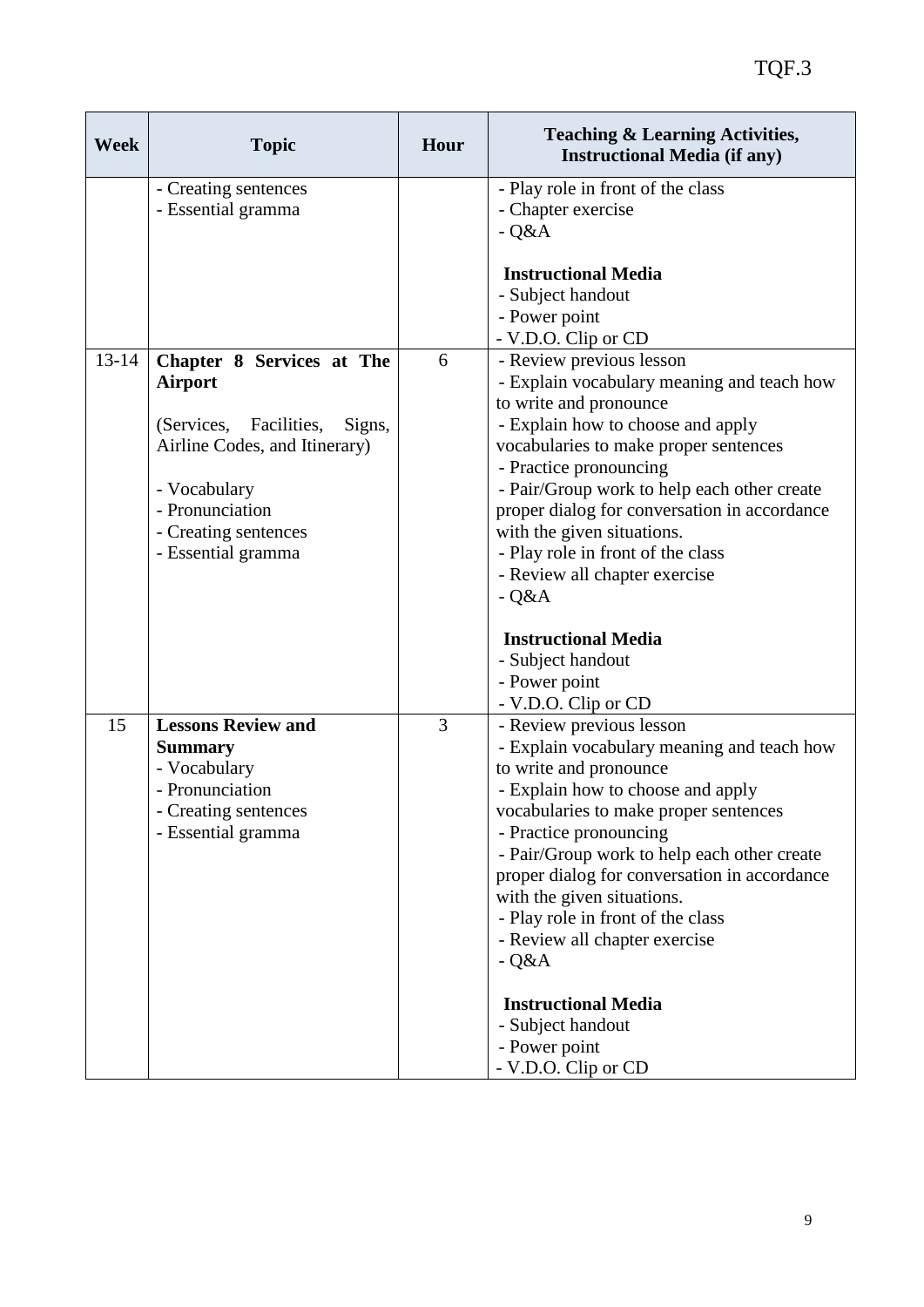| Week | Topic | Hour | Teaching & Learning Activities, Instructional Media (if any) |
|---|---|---|---|
| | - Creating sentences<br>- Essential gramma | | - Play role in front of the class<br>- Chapter exercise<br>- Q&A<br><br>**Instructional Media**<br>- Subject handout<br>- Power point<br>- V.D.O. Clip or CD |
| 13-14 | **Chapter 8 Services at The Airport**<br><br>(Services, Facilities, Signs, Airline Codes, and Itinerary)<br><br>- Vocabulary<br>- Pronunciation<br>- Creating sentences<br>- Essential gramma | 6 | - Review previous lesson<br>- Explain vocabulary meaning and teach how to write and pronounce<br>- Explain how to choose and apply vocabularies to make proper sentences<br>- Practice pronouncing<br>- Pair/Group work to help each other create proper dialog for conversation in accordance with the given situations.<br>- Play role in front of the class<br>- Review all chapter exercise<br>- Q&A<br><br>**Instructional Media**<br>- Subject handout<br>- Power point<br>- V.D.O. Clip or CD |
| 15 | **Lessons Review and Summary**<br>- Vocabulary<br>- Pronunciation<br>- Creating sentences<br>- Essential gramma | 3 | - Review previous lesson<br>- Explain vocabulary meaning and teach how to write and pronounce<br>- Explain how to choose and apply vocabularies to make proper sentences<br>- Practice pronouncing<br>- Pair/Group work to help each other create proper dialog for conversation in accordance with the given situations.<br>- Play role in front of the class<br>- Review all chapter exercise<br>- Q&A<br><br>**Instructional Media**<br>- Subject handout<br>- Power point<br>- V.D.O. Clip or CD |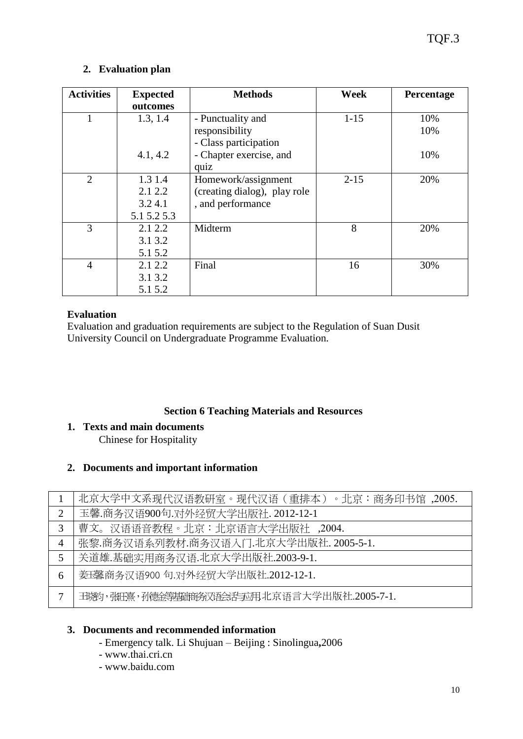## 2. Evaluation plan

| Activities | Expected outcomes | Methods | Week | Percentage |
|---|---|---|---|---|
| 1 | 1.3, 1.4<br><br><br>4.1, 4.2 | - Punctuality and responsibility<br>- Class participation<br>- Chapter exercise, and quiz | 1-15 | 10%<br>10%<br><br>10% |
| 2 | 1.3 1.4<br>2.1 2.2<br>3.2 4.1<br>5.1 5.2 5.3 | Homework/assignment (creating dialog), play role , and performance | 2-15 | 20% |
| 3 | 2.1 2.2<br>3.1 3.2<br>5.1 5.2 | Midterm | 8 | 20% |
| 4 | 2.1 2.2<br>3.1 3.2<br>5.1 5.2 | Final | 16 | 30% |

**Evaluation**

Evaluation and graduation requirements are subject to the Regulation of Suan Dusit University Council on Undergraduate Programme Evaluation.

### Section 6 Teaching Materials and Resources

**1. Texts and main documents**

Chinese for Hospitality

**2. Documents and important information**

| | |
|---|---|
| 1 | 北京大学中文系现代汉语教研室。现代汉语（重排本）。北京：商务印书馆 ,2005. |
| 2 | 玉馨.商务汉语900句.对外经贸大学出版社. 2012-12-1 |
| 3 | 曹文。汉语语音教程。北京：北京语言大学出版社 ,2004. |
| 4 | 张黎.商务汉语系列教材.商务汉语入门.北京大学出版社. 2005-5-1. |
| 5 | 关道雄.基础实用商务汉语.北京大学出版社.2003-9-1. |
| 6 | 姜玉馨.商务汉语900 句.对外经贸大学出版社.2012-12-1. |
| 7 | 王晓钧，张玉熹，孙德金等.基础商务汉语会话与应用.北京语言大学出版社.2005-7-1. |

**3. Documents and recommended information**

- Emergency talk. Li Shujuan – Beijing : Sinolingua**,**2006
- www.thai.cri.cn
- www.baidu.com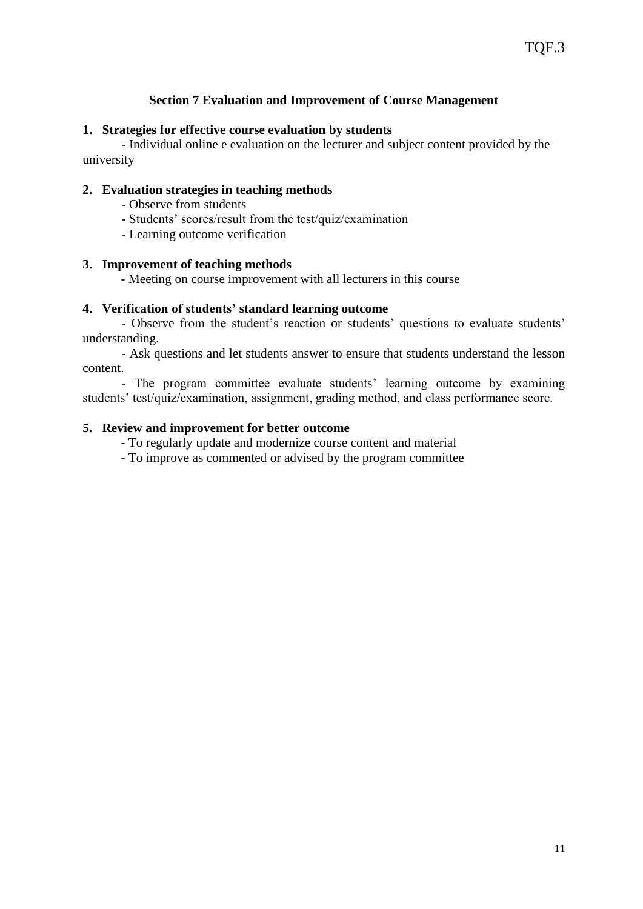## Section 7 Evaluation and Improvement of Course Management

**1. Strategies for effective course evaluation by students**

- Individual online e evaluation on the lecturer and subject content provided by the university

**2. Evaluation strategies in teaching methods**

- Observe from students
- Students' scores/result from the test/quiz/examination
- Learning outcome verification

**3. Improvement of teaching methods**

- Meeting on course improvement with all lecturers in this course

**4. Verification of students' standard learning outcome**

- Observe from the student's reaction or students' questions to evaluate students' understanding.
- Ask questions and let students answer to ensure that students understand the lesson content.
- The program committee evaluate students' learning outcome by examining students' test/quiz/examination, assignment, grading method, and class performance score.

**5. Review and improvement for better outcome**

- To regularly update and modernize course content and material
- To improve as commented or advised by the program committee